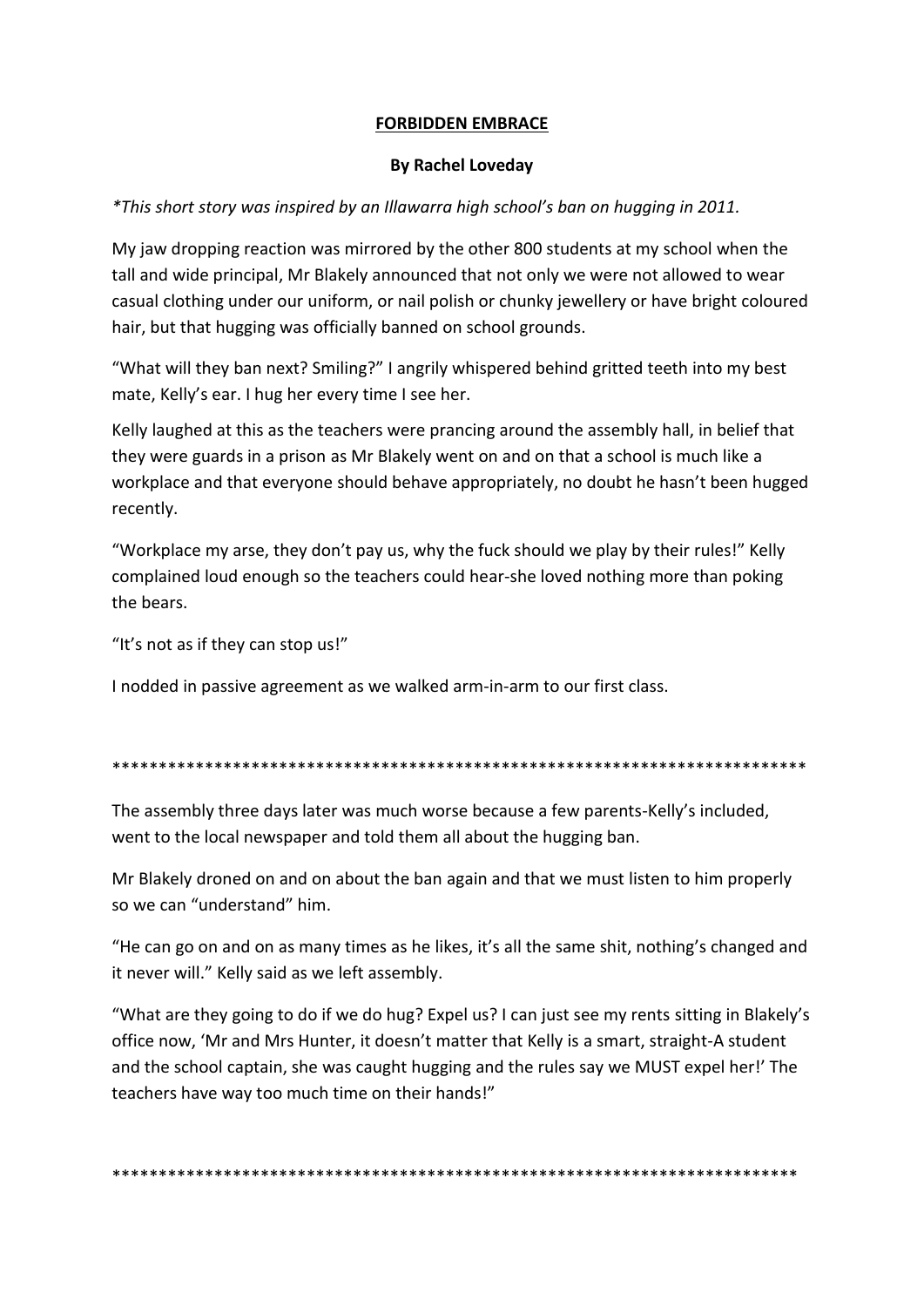**<u>FORBIDDEN EMBRACE</u>**

**By Rachel Loveday**

*\*This short story was inspired by an Illawarra high school's ban on hugging in 2011.*

My jaw dropping reaction was mirrored by the other 800 students at my school when the tall and wide principal, Mr Blakely announced that not only we were not allowed to wear casual clothing under our uniform, or nail polish or chunky jewellery or have bright coloured hair, but that hugging was officially banned on school grounds.

"What will they ban next? Smiling?" I angrily whispered behind gritted teeth into my best mate, Kelly's ear. I hug her every time I see her.

Kelly laughed at this as the teachers were prancing around the assembly hall, in belief that they were guards in a prison as Mr Blakely went on and on that a school is much like a workplace and that everyone should behave appropriately, no doubt he hasn't been hugged recently.

"Workplace my arse, they don't pay us, why the fuck should we play by their rules!" Kelly complained loud enough so the teachers could hear-she loved nothing more than poking the bears.

"It's not as if they can stop us!"

I nodded in passive agreement as we walked arm-in-arm to our first class.

****************************************************************************

The assembly three days later was much worse because a few parents-Kelly's included, went to the local newspaper and told them all about the hugging ban.

Mr Blakely droned on and on about the ban again and that we must listen to him properly so we can "understand" him.

"He can go on and on as many times as he likes, it's all the same shit, nothing's changed and it never will." Kelly said as we left assembly.

"What are they going to do if we do hug? Expel us? I can just see my rents sitting in Blakely's office now, 'Mr and Mrs Hunter, it doesn't matter that Kelly is a smart, straight-A student and the school captain, she was caught hugging and the rules say we MUST expel her!' The teachers have way too much time on their hands!"

****************************************************************************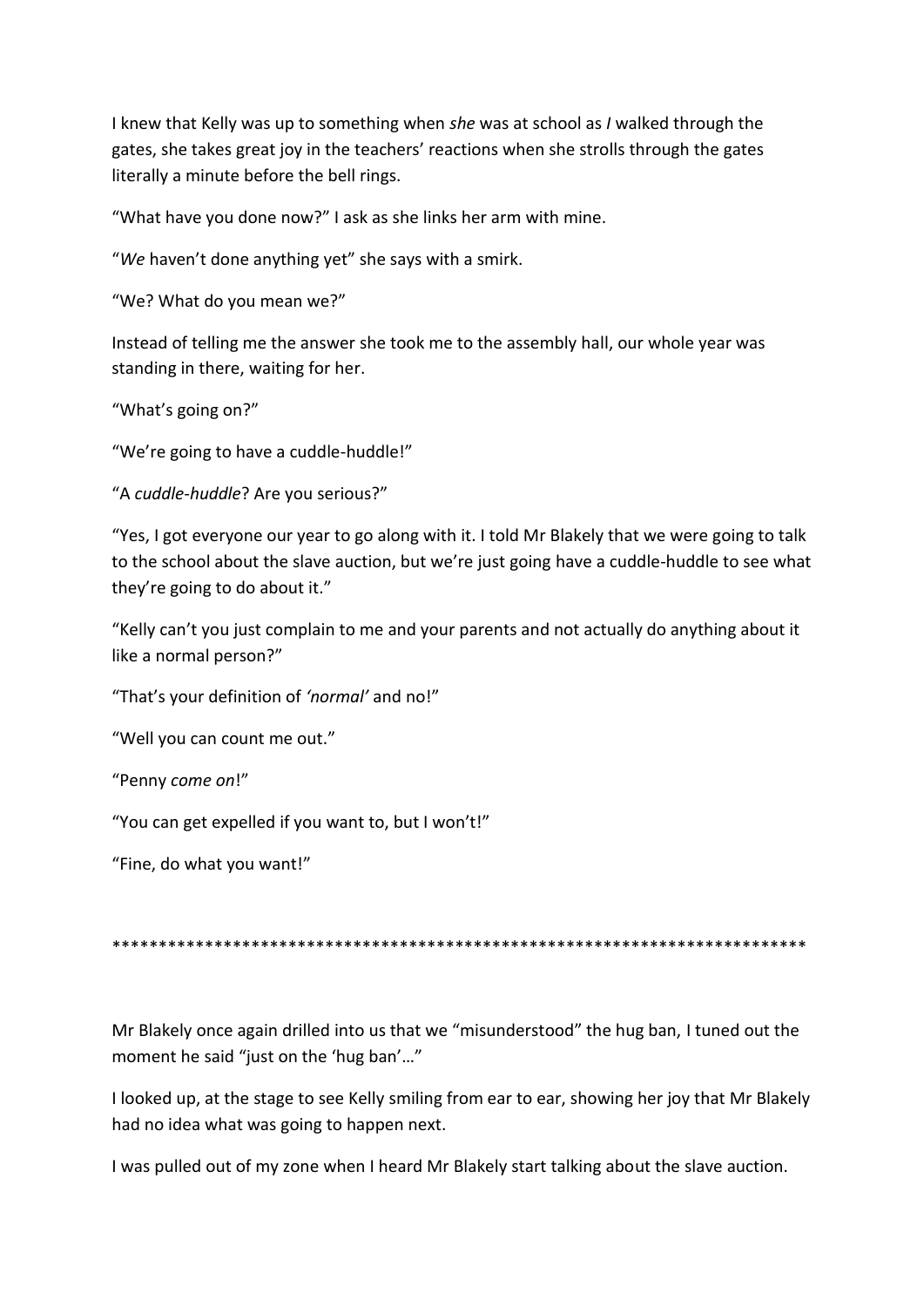I knew that Kelly was up to something when *she* was at school as *I* walked through the gates, she takes great joy in the teachers' reactions when she strolls through the gates literally a minute before the bell rings.

"What have you done now?" I ask as she links her arm with mine.

"*We* haven't done anything yet" she says with a smirk.

"We? What do you mean we?"

Instead of telling me the answer she took me to the assembly hall, our whole year was standing in there, waiting for her.

"What's going on?"

"We're going to have a cuddle-huddle!"

"A *cuddle-huddle*? Are you serious?"

"Yes, I got everyone our year to go along with it. I told Mr Blakely that we were going to talk to the school about the slave auction, but we're just going have a cuddle-huddle to see what they're going to do about it."

"Kelly can't you just complain to me and your parents and not actually do anything about it like a normal person?"

"That's your definition of *'normal'* and no!"

"Well you can count me out."

"Penny *come on*!"

"You can get expelled if you want to, but I won't!"

"Fine, do what you want!"

****************************************************************************

Mr Blakely once again drilled into us that we "misunderstood" the hug ban, I tuned out the moment he said "just on the 'hug ban'…"

I looked up, at the stage to see Kelly smiling from ear to ear, showing her joy that Mr Blakely had no idea what was going to happen next.

I was pulled out of my zone when I heard Mr Blakely start talking about the slave auction.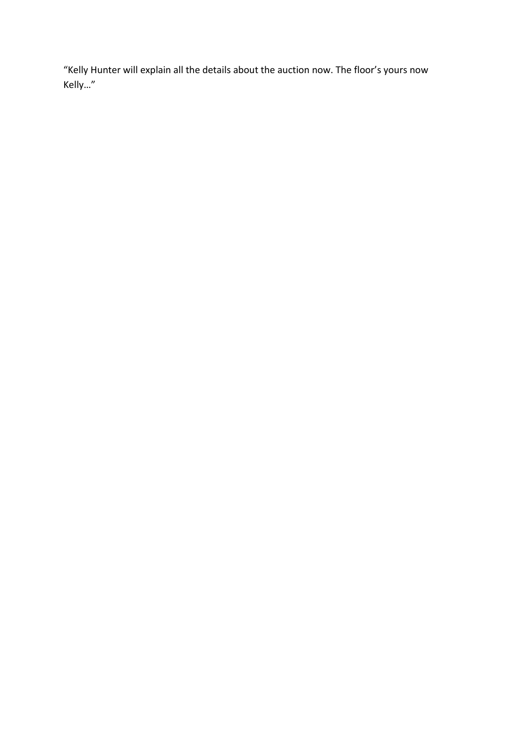"Kelly Hunter will explain all the details about the auction now. The floor's yours now Kelly…"